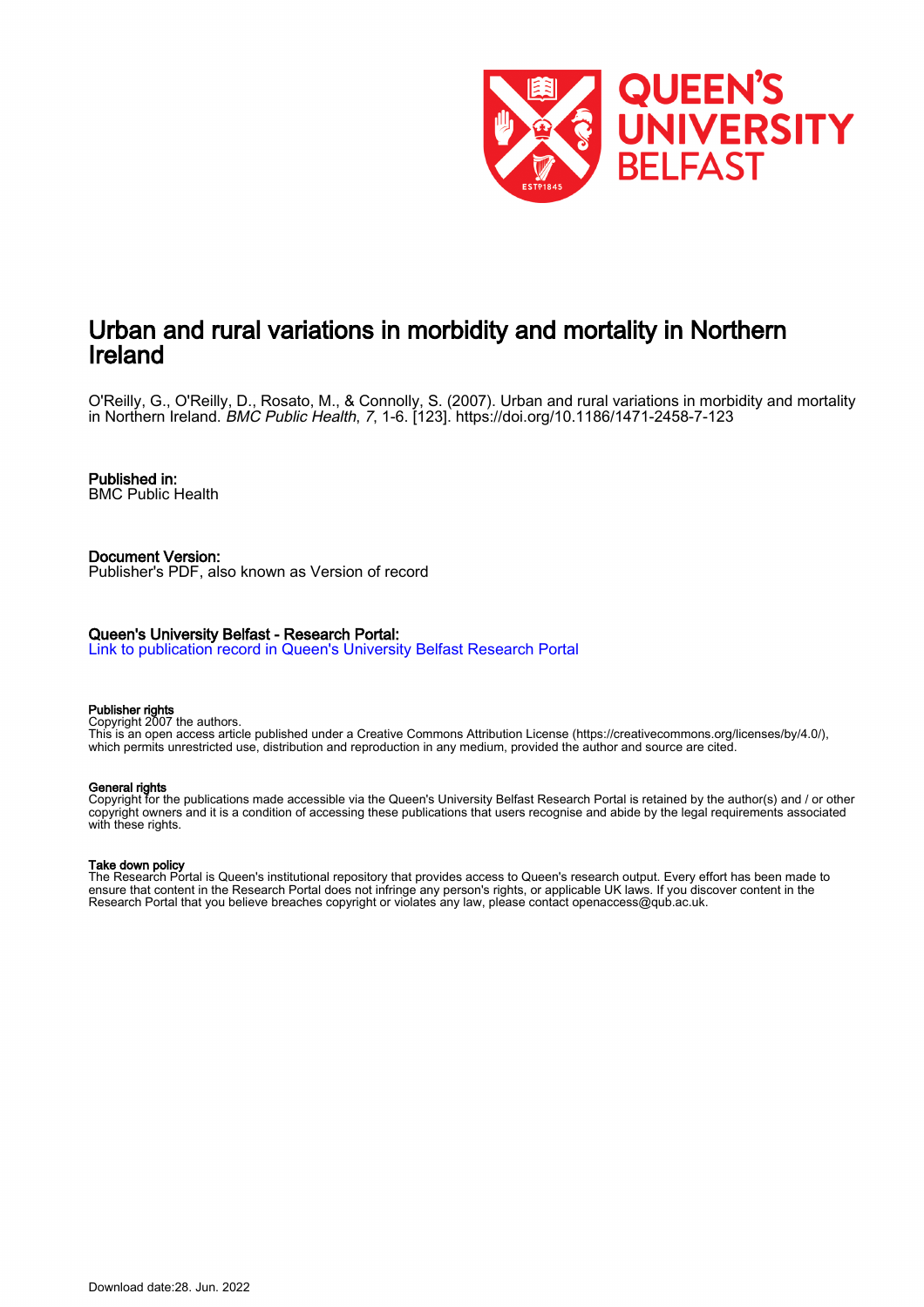# Urban and rural variations in morbidity and mortality in Northern Ireland

O'Reilly, G., O'Reilly, D., Rosato, M., & Connolly, S. (2007). Urban and rural variations in morbidity and mortality in Northern Ireland. *BMC Public Health*, *7*, 1-6. [123]. https://doi.org/10.1186/1471-2458-7-123

**Published in:**
BMC Public Health

**Document Version:**
Publisher's PDF, also known as Version of record

**Queen's University Belfast - Research Portal:**
Link to publication record in Queen's University Belfast Research Portal

**Publisher rights**
Copyright 2007 the authors.
This is an open access article published under a Creative Commons Attribution License (https://creativecommons.org/licenses/by/4.0/), which permits unrestricted use, distribution and reproduction in any medium, provided the author and source are cited.

**General rights**
Copyright for the publications made accessible via the Queen's University Belfast Research Portal is retained by the author(s) and / or other copyright owners and it is a condition of accessing these publications that users recognise and abide by the legal requirements associated with these rights.

**Take down policy**
The Research Portal is Queen's institutional repository that provides access to Queen's research output. Every effort has been made to ensure that content in the Research Portal does not infringe any person's rights, or applicable UK laws. If you discover content in the Research Portal that you believe breaches copyright or violates any law, please contact openaccess@qub.ac.uk.

Download date:28. Jun. 2022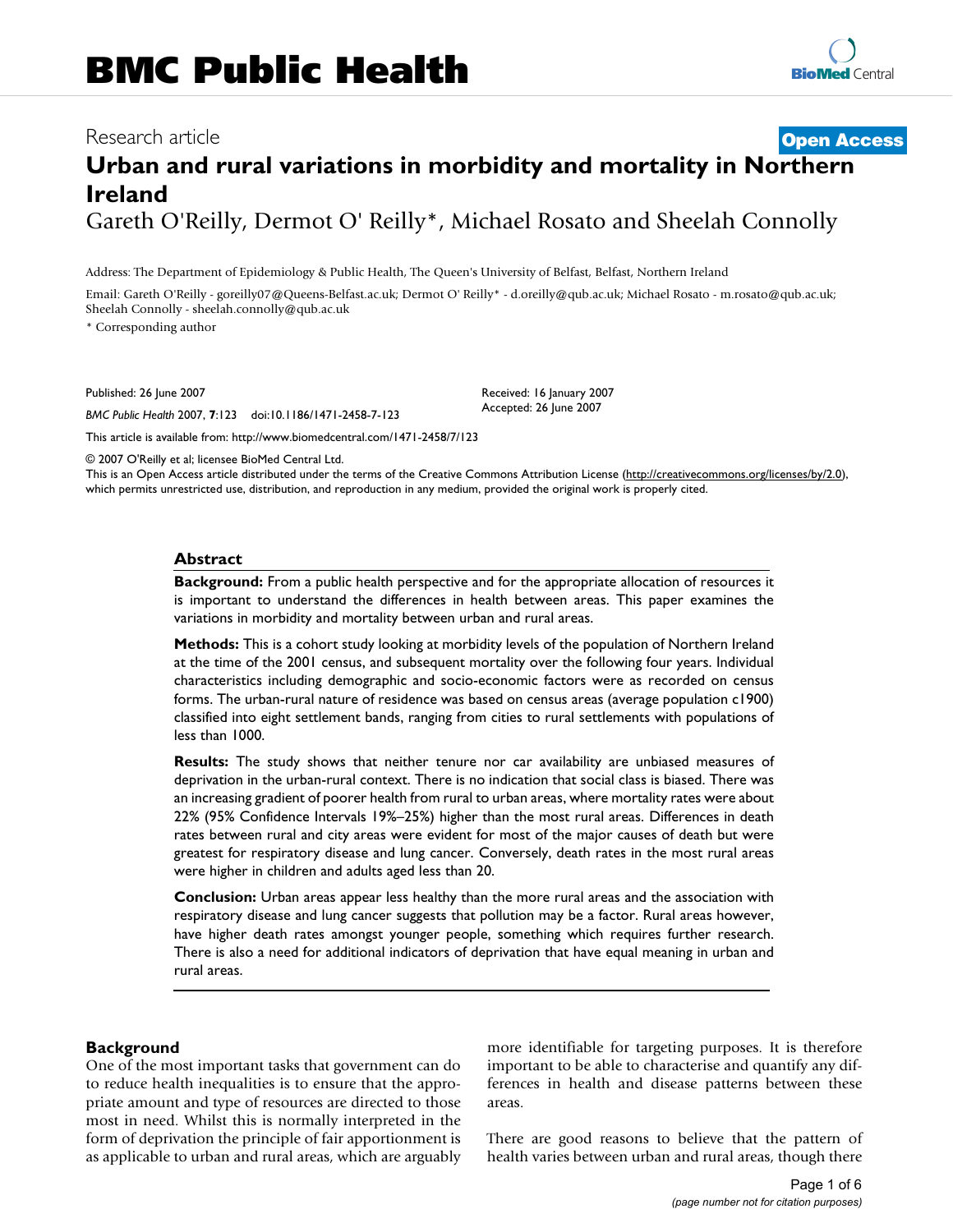# Urban and rural variations in morbidity and mortality in Northern Ireland

Gareth O'Reilly, Dermot O' Reilly*, Michael Rosato and Sheelah Connolly

Address: The Department of Epidemiology & Public Health, The Queen's University of Belfast, Belfast, Northern Ireland

Email: Gareth O'Reilly - goreilly07@Queens-Belfast.ac.uk; Dermot O' Reilly* - d.oreilly@qub.ac.uk; Michael Rosato - m.rosato@qub.ac.uk; Sheelah Connolly - sheelah.connolly@qub.ac.uk

\* Corresponding author

Published: 26 June 2007

*BMC Public Health* 2007, **7**:123 doi:10.1186/1471-2458-7-123

Received: 16 January 2007
Accepted: 26 June 2007

This article is available from: http://www.biomedcentral.com/1471-2458/7/123

© 2007 O'Reilly et al; licensee BioMed Central Ltd.

This is an Open Access article distributed under the terms of the Creative Commons Attribution License (http://creativecommons.org/licenses/by/2.0), which permits unrestricted use, distribution, and reproduction in any medium, provided the original work is properly cited.

## Abstract

**Background:** From a public health perspective and for the appropriate allocation of resources it is important to understand the differences in health between areas. This paper examines the variations in morbidity and mortality between urban and rural areas.

**Methods:** This is a cohort study looking at morbidity levels of the population of Northern Ireland at the time of the 2001 census, and subsequent mortality over the following four years. Individual characteristics including demographic and socio-economic factors were as recorded on census forms. The urban-rural nature of residence was based on census areas (average population c1900) classified into eight settlement bands, ranging from cities to rural settlements with populations of less than 1000.

**Results:** The study shows that neither tenure nor car availability are unbiased measures of deprivation in the urban-rural context. There is no indication that social class is biased. There was an increasing gradient of poorer health from rural to urban areas, where mortality rates were about 22% (95% Confidence Intervals 19%–25%) higher than the most rural areas. Differences in death rates between rural and city areas were evident for most of the major causes of death but were greatest for respiratory disease and lung cancer. Conversely, death rates in the most rural areas were higher in children and adults aged less than 20.

**Conclusion:** Urban areas appear less healthy than the more rural areas and the association with respiratory disease and lung cancer suggests that pollution may be a factor. Rural areas however, have higher death rates amongst younger people, something which requires further research. There is also a need for additional indicators of deprivation that have equal meaning in urban and rural areas.

## Background

One of the most important tasks that government can do to reduce health inequalities is to ensure that the appropriate amount and type of resources are directed to those most in need. Whilst this is normally interpreted in the form of deprivation the principle of fair apportionment is as applicable to urban and rural areas, which are arguably more identifiable for targeting purposes. It is therefore important to be able to characterise and quantify any differences in health and disease patterns between these areas.

There are good reasons to believe that the pattern of health varies between urban and rural areas, though there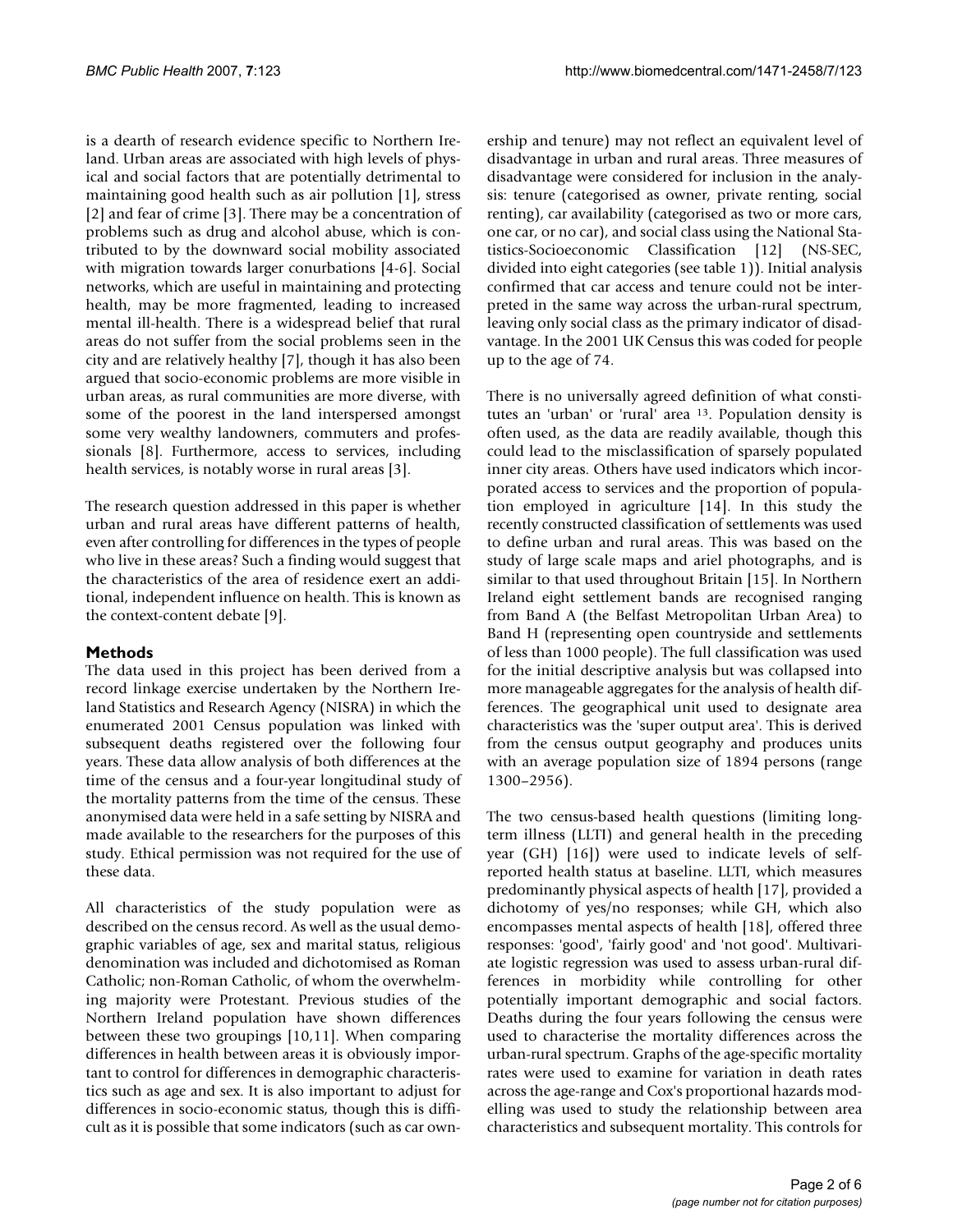is a dearth of research evidence specific to Northern Ireland. Urban areas are associated with high levels of physical and social factors that are potentially detrimental to maintaining good health such as air pollution [1], stress [2] and fear of crime [3]. There may be a concentration of problems such as drug and alcohol abuse, which is contributed to by the downward social mobility associated with migration towards larger conurbations [4-6]. Social networks, which are useful in maintaining and protecting health, may be more fragmented, leading to increased mental ill-health. There is a widespread belief that rural areas do not suffer from the social problems seen in the city and are relatively healthy [7], though it has also been argued that socio-economic problems are more visible in urban areas, as rural communities are more diverse, with some of the poorest in the land interspersed amongst some very wealthy landowners, commuters and professionals [8]. Furthermore, access to services, including health services, is notably worse in rural areas [3].

The research question addressed in this paper is whether urban and rural areas have different patterns of health, even after controlling for differences in the types of people who live in these areas? Such a finding would suggest that the characteristics of the area of residence exert an additional, independent influence on health. This is known as the context-content debate [9].

## Methods

The data used in this project has been derived from a record linkage exercise undertaken by the Northern Ireland Statistics and Research Agency (NISRA) in which the enumerated 2001 Census population was linked with subsequent deaths registered over the following four years. These data allow analysis of both differences at the time of the census and a four-year longitudinal study of the mortality patterns from the time of the census. These anonymised data were held in a safe setting by NISRA and made available to the researchers for the purposes of this study. Ethical permission was not required for the use of these data.

All characteristics of the study population were as described on the census record. As well as the usual demographic variables of age, sex and marital status, religious denomination was included and dichotomised as Roman Catholic; non-Roman Catholic, of whom the overwhelming majority were Protestant. Previous studies of the Northern Ireland population have shown differences between these two groupings [10,11]. When comparing differences in health between areas it is obviously important to control for differences in demographic characteristics such as age and sex. It is also important to adjust for differences in socio-economic status, though this is difficult as it is possible that some indicators (such as car ownership and tenure) may not reflect an equivalent level of disadvantage in urban and rural areas. Three measures of disadvantage were considered for inclusion in the analysis: tenure (categorised as owner, private renting, social renting), car availability (categorised as two or more cars, one car, or no car), and social class using the National Statistics-Socioeconomic Classification [12] (NS-SEC, divided into eight categories (see table 1)). Initial analysis confirmed that car access and tenure could not be interpreted in the same way across the urban-rural spectrum, leaving only social class as the primary indicator of disadvantage. In the 2001 UK Census this was coded for people up to the age of 74.

There is no universally agreed definition of what constitutes an 'urban' or 'rural' area [13]. Population density is often used, as the data are readily available, though this could lead to the misclassification of sparsely populated inner city areas. Others have used indicators which incorporated access to services and the proportion of population employed in agriculture [14]. In this study the recently constructed classification of settlements was used to define urban and rural areas. This was based on the study of large scale maps and ariel photographs, and is similar to that used throughout Britain [15]. In Northern Ireland eight settlement bands are recognised ranging from Band A (the Belfast Metropolitan Urban Area) to Band H (representing open countryside and settlements of less than 1000 people). The full classification was used for the initial descriptive analysis but was collapsed into more manageable aggregates for the analysis of health differences. The geographical unit used to designate area characteristics was the 'super output area'. This is derived from the census output geography and produces units with an average population size of 1894 persons (range 1300–2956).

The two census-based health questions (limiting long-term illness (LLTI) and general health in the preceding year (GH) [16]) were used to indicate levels of self-reported health status at baseline. LLTI, which measures predominantly physical aspects of health [17], provided a dichotomy of yes/no responses; while GH, which also encompasses mental aspects of health [18], offered three responses: 'good', 'fairly good' and 'not good'. Multivariate logistic regression was used to assess urban-rural differences in morbidity while controlling for other potentially important demographic and social factors. Deaths during the four years following the census were used to characterise the mortality differences across the urban-rural spectrum. Graphs of the age-specific mortality rates were used to examine for variation in death rates across the age-range and Cox's proportional hazards modelling was used to study the relationship between area characteristics and subsequent mortality. This controls for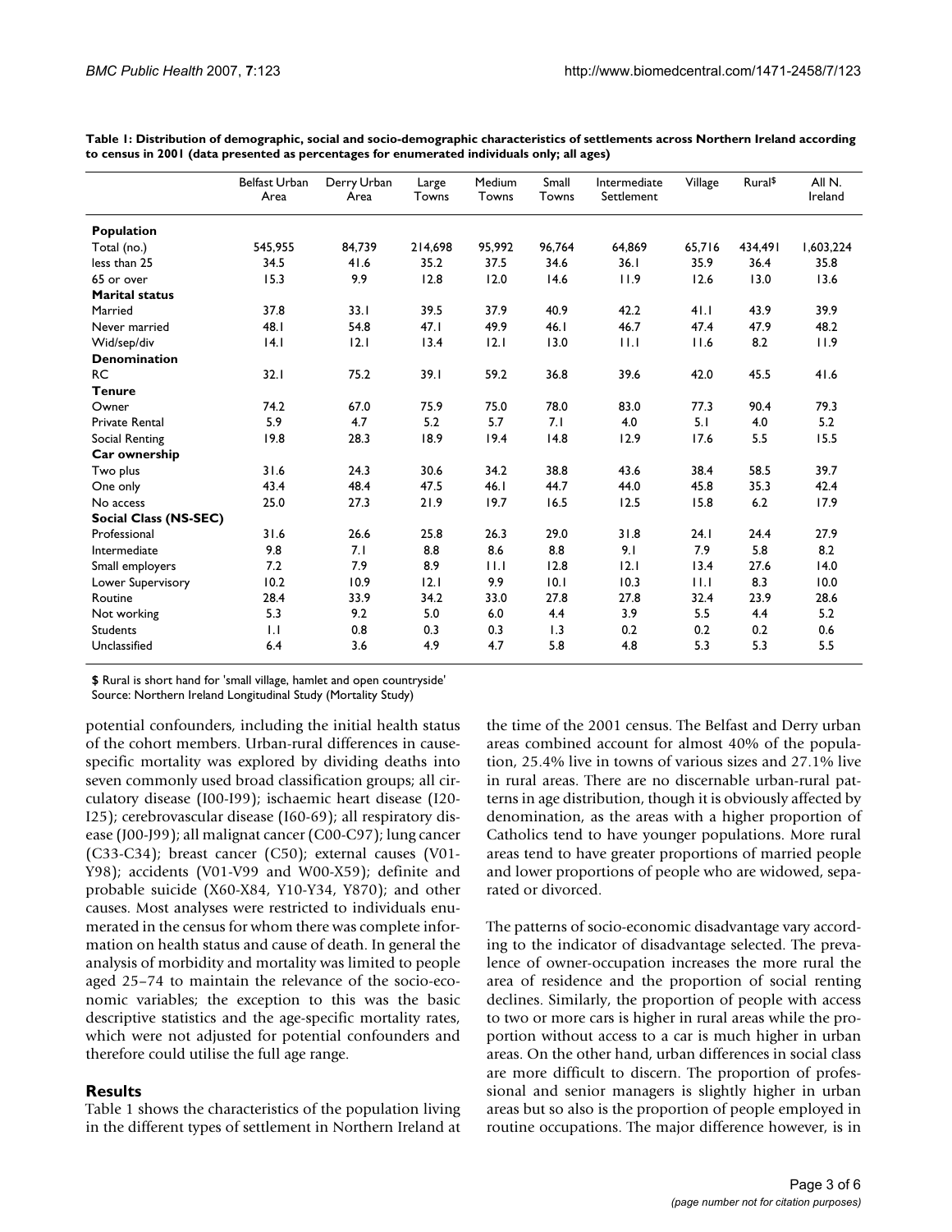**Table 1: Distribution of demographic, social and socio-demographic characteristics of settlements across Northern Ireland according to census in 2001 (data presented as percentages for enumerated individuals only; all ages)**

| | Belfast Urban Area | Derry Urban Area | Large Towns | Medium Towns | Small Towns | Intermediate Settlement | Village | Rural[$] | All N. Ireland |
|---|---|---|---|---|---|---|---|---|---|
| **Population** | | | | | | | | | |
| Total (no.) | 545,955 | 84,739 | 214,698 | 95,992 | 96,764 | 64,869 | 65,716 | 434,491 | 1,603,224 |
| less than 25 | 34.5 | 41.6 | 35.2 | 37.5 | 34.6 | 36.1 | 35.9 | 36.4 | 35.8 |
| 65 or over | 15.3 | 9.9 | 12.8 | 12.0 | 14.6 | 11.9 | 12.6 | 13.0 | 13.6 |
| **Marital status** | | | | | | | | | |
| Married | 37.8 | 33.1 | 39.5 | 37.9 | 40.9 | 42.2 | 41.1 | 43.9 | 39.9 |
| Never married | 48.1 | 54.8 | 47.1 | 49.9 | 46.1 | 46.7 | 47.4 | 47.9 | 48.2 |
| Wid/sep/div | 14.1 | 12.1 | 13.4 | 12.1 | 13.0 | 11.1 | 11.6 | 8.2 | 11.9 |
| **Denomination** | | | | | | | | | |
| RC | 32.1 | 75.2 | 39.1 | 59.2 | 36.8 | 39.6 | 42.0 | 45.5 | 41.6 |
| **Tenure** | | | | | | | | | |
| Owner | 74.2 | 67.0 | 75.9 | 75.0 | 78.0 | 83.0 | 77.3 | 90.4 | 79.3 |
| Private Rental | 5.9 | 4.7 | 5.2 | 5.7 | 7.1 | 4.0 | 5.1 | 4.0 | 5.2 |
| Social Renting | 19.8 | 28.3 | 18.9 | 19.4 | 14.8 | 12.9 | 17.6 | 5.5 | 15.5 |
| **Car ownership** | | | | | | | | | |
| Two plus | 31.6 | 24.3 | 30.6 | 34.2 | 38.8 | 43.6 | 38.4 | 58.5 | 39.7 |
| One only | 43.4 | 48.4 | 47.5 | 46.1 | 44.7 | 44.0 | 45.8 | 35.3 | 42.4 |
| No access | 25.0 | 27.3 | 21.9 | 19.7 | 16.5 | 12.5 | 15.8 | 6.2 | 17.9 |
| **Social Class (NS-SEC)** | | | | | | | | | |
| Professional | 31.6 | 26.6 | 25.8 | 26.3 | 29.0 | 31.8 | 24.1 | 24.4 | 27.9 |
| Intermediate | 9.8 | 7.1 | 8.8 | 8.6 | 8.8 | 9.1 | 7.9 | 5.8 | 8.2 |
| Small employers | 7.2 | 7.9 | 8.9 | 11.1 | 12.8 | 12.1 | 13.4 | 27.6 | 14.0 |
| Lower Supervisory | 10.2 | 10.9 | 12.1 | 9.9 | 10.1 | 10.3 | 11.1 | 8.3 | 10.0 |
| Routine | 28.4 | 33.9 | 34.2 | 33.0 | 27.8 | 27.8 | 32.4 | 23.9 | 28.6 |
| Not working | 5.3 | 9.2 | 5.0 | 6.0 | 4.4 | 3.9 | 5.5 | 4.4 | 5.2 |
| Students | 1.1 | 0.8 | 0.3 | 0.3 | 1.3 | 0.2 | 0.2 | 0.2 | 0.6 |
| Unclassified | 6.4 | 3.6 | 4.9 | 4.7 | 5.8 | 4.8 | 5.3 | 5.3 | 5.5 |

**$** Rural is short hand for 'small village, hamlet and open countryside'

Source: Northern Ireland Longitudinal Study (Mortality Study)

potential confounders, including the initial health status of the cohort members. Urban-rural differences in cause-specific mortality was explored by dividing deaths into seven commonly used broad classification groups; all circulatory disease (I00-I99); ischaemic heart disease (I20-I25); cerebrovascular disease (I60-69); all respiratory disease (J00-J99); all malignat cancer (C00-C97); lung cancer (C33-C34); breast cancer (C50); external causes (V01-Y98); accidents (V01-V99 and W00-X59); definite and probable suicide (X60-X84, Y10-Y34, Y870); and other causes. Most analyses were restricted to individuals enumerated in the census for whom there was complete information on health status and cause of death. In general the analysis of morbidity and mortality was limited to people aged 25–74 to maintain the relevance of the socio-economic variables; the exception to this was the basic descriptive statistics and the age-specific mortality rates, which were not adjusted for potential confounders and therefore could utilise the full age range.

## Results

Table 1 shows the characteristics of the population living in the different types of settlement in Northern Ireland at the time of the 2001 census. The Belfast and Derry urban areas combined account for almost 40% of the population, 25.4% live in towns of various sizes and 27.1% live in rural areas. There are no discernable urban-rural patterns in age distribution, though it is obviously affected by denomination, as the areas with a higher proportion of Catholics tend to have younger populations. More rural areas tend to have greater proportions of married people and lower proportions of people who are widowed, separated or divorced.

The patterns of socio-economic disadvantage vary according to the indicator of disadvantage selected. The prevalence of owner-occupation increases the more rural the area of residence and the proportion of social renting declines. Similarly, the proportion of people with access to two or more cars is higher in rural areas while the proportion without access to a car is much higher in urban areas. On the other hand, urban differences in social class are more difficult to discern. The proportion of professional and senior managers is slightly higher in urban areas but so also is the proportion of people employed in routine occupations. The major difference however, is in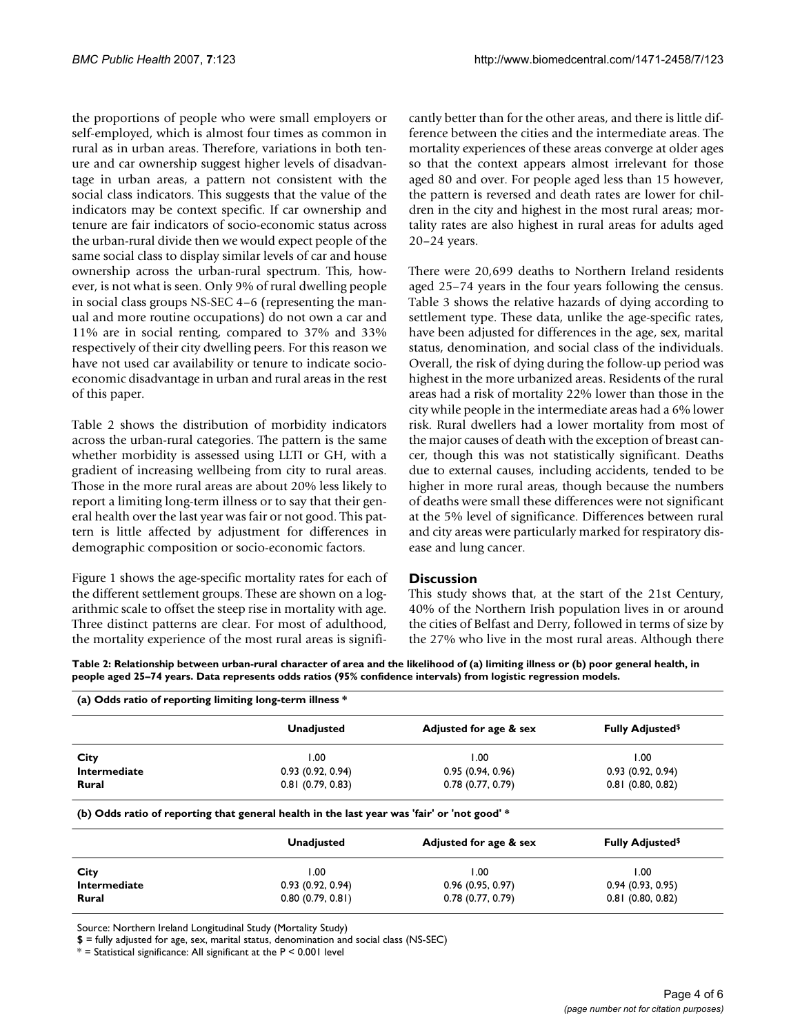the proportions of people who were small employers or self-employed, which is almost four times as common in rural as in urban areas. Therefore, variations in both tenure and car ownership suggest higher levels of disadvantage in urban areas, a pattern not consistent with the social class indicators. This suggests that the value of the indicators may be context specific. If car ownership and tenure are fair indicators of socio-economic status across the urban-rural divide then we would expect people of the same social class to display similar levels of car and house ownership across the urban-rural spectrum. This, however, is not what is seen. Only 9% of rural dwelling people in social class groups NS-SEC 4–6 (representing the manual and more routine occupations) do not own a car and 11% are in social renting, compared to 37% and 33% respectively of their city dwelling peers. For this reason we have not used car availability or tenure to indicate socio-economic disadvantage in urban and rural areas in the rest of this paper.

Table 2 shows the distribution of morbidity indicators across the urban-rural categories. The pattern is the same whether morbidity is assessed using LLTI or GH, with a gradient of increasing wellbeing from city to rural areas. Those in the more rural areas are about 20% less likely to report a limiting long-term illness or to say that their general health over the last year was fair or not good. This pattern is little affected by adjustment for differences in demographic composition or socio-economic factors.

Figure 1 shows the age-specific mortality rates for each of the different settlement groups. These are shown on a logarithmic scale to offset the steep rise in mortality with age. Three distinct patterns are clear. For most of adulthood, the mortality experience of the most rural areas is significantly better than for the other areas, and there is little difference between the cities and the intermediate areas. The mortality experiences of these areas converge at older ages so that the context appears almost irrelevant for those aged 80 and over. For people aged less than 15 however, the pattern is reversed and death rates are lower for children in the city and highest in the most rural areas; mortality rates are also highest in rural areas for adults aged 20–24 years.

There were 20,699 deaths to Northern Ireland residents aged 25–74 years in the four years following the census. Table 3 shows the relative hazards of dying according to settlement type. These data, unlike the age-specific rates, have been adjusted for differences in the age, sex, marital status, denomination, and social class of the individuals. Overall, the risk of dying during the follow-up period was highest in the more urbanized areas. Residents of the rural areas had a risk of mortality 22% lower than those in the city while people in the intermediate areas had a 6% lower risk. Rural dwellers had a lower mortality from most of the major causes of death with the exception of breast cancer, though this was not statistically significant. Deaths due to external causes, including accidents, tended to be higher in more rural areas, though because the numbers of deaths were small these differences were not significant at the 5% level of significance. Differences between rural and city areas were particularly marked for respiratory disease and lung cancer.

## Discussion

This study shows that, at the start of the 21st Century, 40% of the Northern Irish population lives in or around the cities of Belfast and Derry, followed in terms of size by the 27% who live in the most rural areas. Although there

**Table 2: Relationship between urban-rural character of area and the likelihood of (a) limiting illness or (b) poor general health, in people aged 25–74 years. Data represents odds ratios (95% confidence intervals) from logistic regression models.**

**(a) Odds ratio of reporting limiting long-term illness ***

| | Unadjusted | Adjusted for age & sex | Fully Adjusted$ |
|---|---|---|---|
| **City** | 1.00 | 1.00 | 1.00 |
| **Intermediate** | 0.93 (0.92, 0.94) | 0.95 (0.94, 0.96) | 0.93 (0.92, 0.94) |
| **Rural** | 0.81 (0.79, 0.83) | 0.78 (0.77, 0.79) | 0.81 (0.80, 0.82) |

**(b) Odds ratio of reporting that general health in the last year was 'fair' or 'not good' ***

| | Unadjusted | Adjusted for age & sex | Fully Adjusted$ |
|---|---|---|---|
| **City** | 1.00 | 1.00 | 1.00 |
| **Intermediate** | 0.93 (0.92, 0.94) | 0.96 (0.95, 0.97) | 0.94 (0.93, 0.95) |
| **Rural** | 0.80 (0.79, 0.81) | 0.78 (0.77, 0.79) | 0.81 (0.80, 0.82) |

Source: Northern Ireland Longitudinal Study (Mortality Study)

**$** = fully adjusted for age, sex, marital status, denomination and social class (NS-SEC)

* = Statistical significance: All significant at the $P < 0.001$ level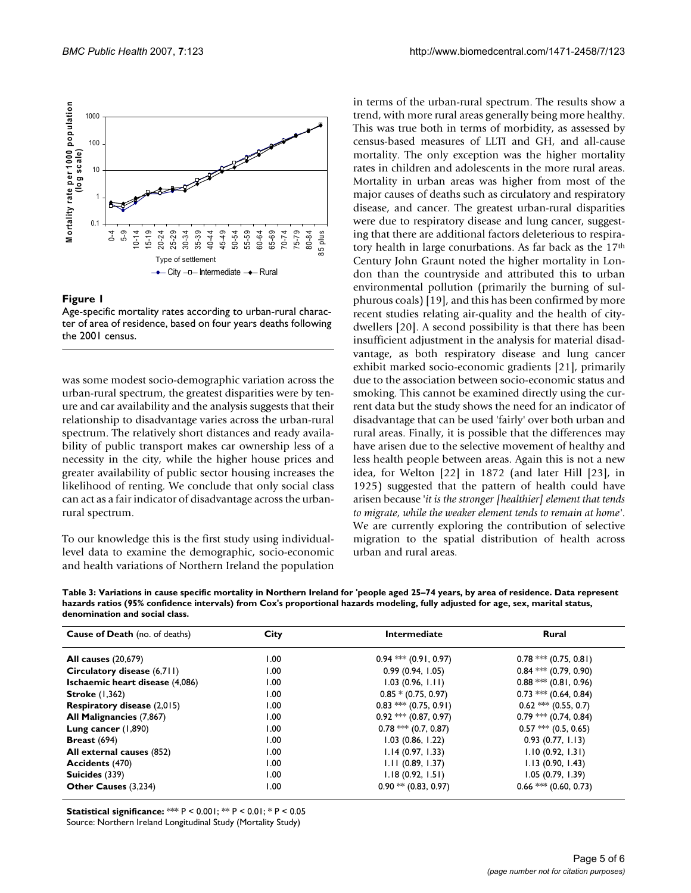**Figure 1**

Age-specific mortality rates according to urban-rural character of area of residence, based on four years deaths following the 2001 census.

was some modest socio-demographic variation across the urban-rural spectrum, the greatest disparities were by tenure and car availability and the analysis suggests that their relationship to disadvantage varies across the urban-rural spectrum. The relatively short distances and ready availability of public transport makes car ownership less of a necessity in the city, while the higher house prices and greater availability of public sector housing increases the likelihood of renting. We conclude that only social class can act as a fair indicator of disadvantage across the urban-rural spectrum.

To our knowledge this is the first study using individual-level data to examine the demographic, socio-economic and health variations of Northern Ireland the population in terms of the urban-rural spectrum. The results show a trend, with more rural areas generally being more healthy. This was true both in terms of morbidity, as assessed by census-based measures of LLTI and GH, and all-cause mortality. The only exception was the higher mortality rates in children and adolescents in the more rural areas. Mortality in urban areas was higher from most of the major causes of deaths such as circulatory and respiratory disease, and cancer. The greatest urban-rural disparities were due to respiratory disease and lung cancer, suggesting that there are additional factors deleterious to respiratory health in large conurbations. As far back as the 17th Century John Graunt noted the higher mortality in London than the countryside and attributed this to urban environmental pollution (primarily the burning of sulphurous coals) [19], and this has been confirmed by more recent studies relating air-quality and the health of city-dwellers [20]. A second possibility is that there has been insufficient adjustment in the analysis for material disadvantage, as both respiratory disease and lung cancer exhibit marked socio-economic gradients [21], primarily due to the association between socio-economic status and smoking. This cannot be examined directly using the current data but the study shows the need for an indicator of disadvantage that can be used 'fairly' over both urban and rural areas. Finally, it is possible that the differences may have arisen due to the selective movement of healthy and less health people between areas. Again this is not a new idea, for Welton [22] in 1872 (and later Hill [23], in 1925) suggested that the pattern of health could have arisen because '*it is the stronger [healthier] element that tends to migrate, while the weaker element tends to remain at home*'. We are currently exploring the contribution of selective migration to the spatial distribution of health across urban and rural areas.

**Table 3: Variations in cause specific mortality in Northern Ireland for 'people aged 25–74 years, by area of residence. Data represent hazards ratios (95% confidence intervals) from Cox's proportional hazards modeling, fully adjusted for age, sex, marital status, denomination and social class.**

| **Cause of Death** (no. of deaths) | **City** | **Intermediate** | **Rural** |
|---|---|---|---|
| **All causes** (20,679) | 1.00 | 0.94 *** (0.91, 0.97) | 0.78 *** (0.75, 0.81) |
| **Circulatory disease** (6,711) | 1.00 | 0.99 (0.94, 1.05) | 0.84 *** (0.79, 0.90) |
| **Ischaemic heart disease** (4,086) | 1.00 | 1.03 (0.96, 1.11) | 0.88 *** (0.81, 0.96) |
| **Stroke** (1,362) | 1.00 | 0.85 * (0.75, 0.97) | 0.73 *** (0.64, 0.84) |
| **Respiratory disease** (2,015) | 1.00 | 0.83 *** (0.75, 0.91) | 0.62 *** (0.55, 0.7) |
| **All Malignancies** (7,867) | 1.00 | 0.92 *** (0.87, 0.97) | 0.79 *** (0.74, 0.84) |
| **Lung cancer** (1,890) | 1.00 | 0.78 *** (0.7, 0.87) | 0.57 *** (0.5, 0.65) |
| **Breast** (694) | 1.00 | 1.03 (0.86, 1.22) | 0.93 (0.77, 1.13) |
| **All external causes** (852) | 1.00 | 1.14 (0.97, 1.33) | 1.10 (0.92, 1.31) |
| **Accidents** (470) | 1.00 | 1.11 (0.89, 1.37) | 1.13 (0.90, 1.43) |
| **Suicides** (339) | 1.00 | 1.18 (0.92, 1.51) | 1.05 (0.79, 1.39) |
| **Other Causes** (3,234) | 1.00 | 0.90 ** (0.83, 0.97) | 0.66 *** (0.60, 0.73) |

**Statistical significance:** *** $P < 0.001$; ** $P < 0.01$; * $P < 0.05$
Source: Northern Ireland Longitudinal Study (Mortality Study)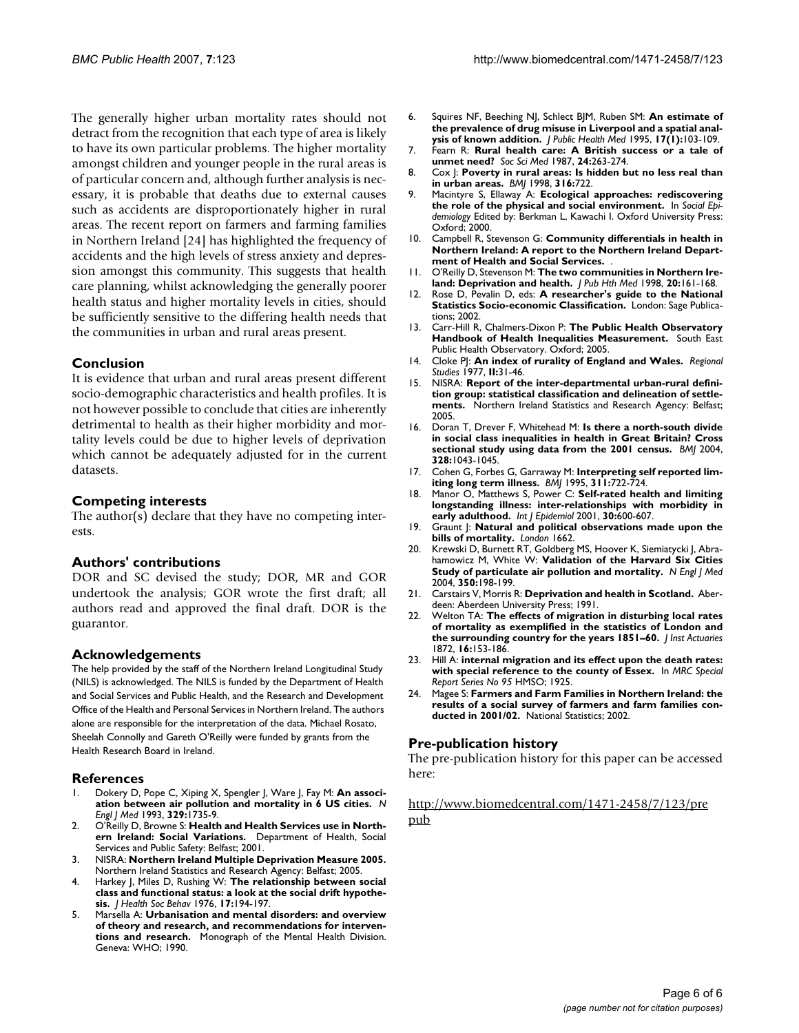The generally higher urban mortality rates should not detract from the recognition that each type of area is likely to have its own particular problems. The higher mortality amongst children and younger people in the rural areas is of particular concern and, although further analysis is necessary, it is probable that deaths due to external causes such as accidents are disproportionately higher in rural areas. The recent report on farmers and farming families in Northern Ireland [24] has highlighted the frequency of accidents and the high levels of stress anxiety and depression amongst this community. This suggests that health care planning, whilst acknowledging the generally poorer health status and higher mortality levels in cities, should be sufficiently sensitive to the differing health needs that the communities in urban and rural areas present.

## Conclusion

It is evidence that urban and rural areas present different socio-demographic characteristics and health profiles. It is not however possible to conclude that cities are inherently detrimental to health as their higher morbidity and mortality levels could be due to higher levels of deprivation which cannot be adequately adjusted for in the current datasets.

## Competing interests

The author(s) declare that they have no competing interests.

## Authors' contributions

DOR and SC devised the study; DOR, MR and GOR undertook the analysis; GOR wrote the first draft; all authors read and approved the final draft. DOR is the guarantor.

## Acknowledgements

The help provided by the staff of the Northern Ireland Longitudinal Study (NILS) is acknowledged. The NILS is funded by the Department of Health and Social Services and Public Health, and the Research and Development Office of the Health and Personal Services in Northern Ireland. The authors alone are responsible for the interpretation of the data. Michael Rosato, Sheelah Connolly and Gareth O'Reilly were funded by grants from the Health Research Board in Ireland.

## References

1. Dokery D, Pope C, Xiping X, Spengler J, Ware J, Fay M: **An association between air pollution and mortality in 6 US cities.** *N Engl J Med* 1993, **329:**1735-9.
2. O'Reilly D, Browne S: **Health and Health Services use in Northern Ireland: Social Variations.** Department of Health, Social Services and Public Safety: Belfast; 2001.
3. NISRA: **Northern Ireland Multiple Deprivation Measure 2005.** Northern Ireland Statistics and Research Agency: Belfast; 2005.
4. Harkey J, Miles D, Rushing W: **The relationship between social class and functional status: a look at the social drift hypothesis.** *J Health Soc Behav* 1976, **17:**194-197.
5. Marsella A: **Urbanisation and mental disorders: and overview of theory and research, and recommendations for interventions and research.** Monograph of the Mental Health Division. Geneva: WHO; 1990.
6. Squires NF, Beeching NJ, Schlect BJM, Ruben SM: **An estimate of the prevalence of drug misuse in Liverpool and a spatial analysis of known addiction.** *J Public Health Med* 1995, **17(1):**103-109.
7. Fearn R: **Rural health care: A British success or a tale of unmet need?** *Soc Sci Med* 1987, **24:**263-274.
8. Cox J: **Poverty in rural areas: Is hidden but no less real than in urban areas.** *BMJ* 1998, **316:**722.
9. Macintyre S, Ellaway A: **Ecological approaches: rediscovering the role of the physical and social environment.** In *Social Epidemiology* Edited by: Berkman L, Kawachi I. Oxford University Press: Oxford; 2000.
10. Campbell R, Stevenson G: **Community differentials in health in Northern Ireland: A report to the Northern Ireland Department of Health and Social Services.** .
11. O'Reilly D, Stevenson M: **The two communities in Northern Ireland: Deprivation and health.** *J Pub Hth Med* 1998, **20:**161-168.
12. Rose D, Pevalin D, eds: **A researcher's guide to the National Statistics Socio-economic Classification.** London: Sage Publications; 2002.
13. Carr-Hill R, Chalmers-Dixon P: **The Public Health Observatory Handbook of Health Inequalities Measurement.** South East Public Health Observatory. Oxford; 2005.
14. Cloke PJ: **An index of rurality of England and Wales.** *Regional Studies* 1977, **II:**31-46.
15. NISRA: **Report of the inter-departmental urban-rural definition group: statistical classification and delineation of settlements.** Northern Ireland Statistics and Research Agency: Belfast; 2005.
16. Doran T, Drever F, Whitehead M: **Is there a north-south divide in social class inequalities in health in Great Britain? Cross sectional study using data from the 2001 census.** *BMJ* 2004, **328:**1043-1045.
17. Cohen G, Forbes G, Garraway M: **Interpreting self reported limiting long term illness.** *BMJ* 1995, **311:**722-724.
18. Manor O, Matthews S, Power C: **Self-rated health and limiting longstanding illness: inter-relationships with morbidity in early adulthood.** *Int J Epidemiol* 2001, **30:**600-607.
19. Graunt J: **Natural and political observations made upon the bills of mortality.** *London* 1662.
20. Krewski D, Burnett RT, Goldberg MS, Hoover K, Siemiatycki J, Abrahamowicz M, White W: **Validation of the Harvard Six Cities Study of particulate air pollution and mortality.** *N Engl J Med* 2004, **350:**198-199.
21. Carstairs V, Morris R: **Deprivation and health in Scotland.** Aberdeen: Aberdeen University Press; 1991.
22. Welton TA: **The effects of migration in disturbing local rates of mortality as exemplified in the statistics of London and the surrounding country for the years 1851–60.** *J Inst Actuaries* 1872, **16:**153-186.
23. Hill A: **internal migration and its effect upon the death rates: with special reference to the county of Essex.** In *MRC Special Report Series No 95* HMSO; 1925.
24. Magee S: **Farmers and Farm Families in Northern Ireland: the results of a social survey of farmers and farm families conducted in 2001/02.** National Statistics; 2002.

## Pre-publication history

The pre-publication history for this paper can be accessed here:

http://www.biomedcentral.com/1471-2458/7/123/prepub